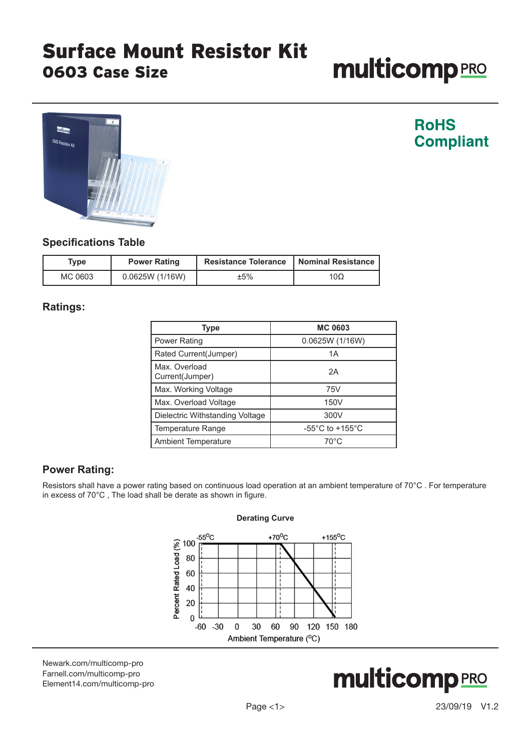# Surface Mount Resistor Kit
## 0603 Case Size

multicomp PRO

RoHS Compliant

### Specifications Table

| Type | Power Rating | Resistance Tolerance | Nominal Resistance |
|---|---|---|---|
| MC 0603 | 0.0625W (1/16W) | ±5% | 10Ω |

### Ratings:

| Type | MC 0603 |
|---|---|
| Power Rating | 0.0625W (1/16W) |
| Rated Current(Jumper) | 1A |
| Max. Overload Current(Jumper) | 2A |
| Max. Working Voltage | 75V |
| Max. Overload Voltage | 150V |
| Dielectric Withstanding Voltage | 300V |
| Temperature Range | -55°C to +155°C |
| Ambient Temperature | 70°C |

### Power Rating:

Resistors shall have a power rating based on continuous load operation at an ambient temperature of 70°C . For temperature in excess of 70°C , The load shall be derate as shown in figure.

**Derating Curve**

Newark.com/multicomp-pro
Farnell.com/multicomp-pro
Element14.com/multicomp-pro

23/09/19 V1.2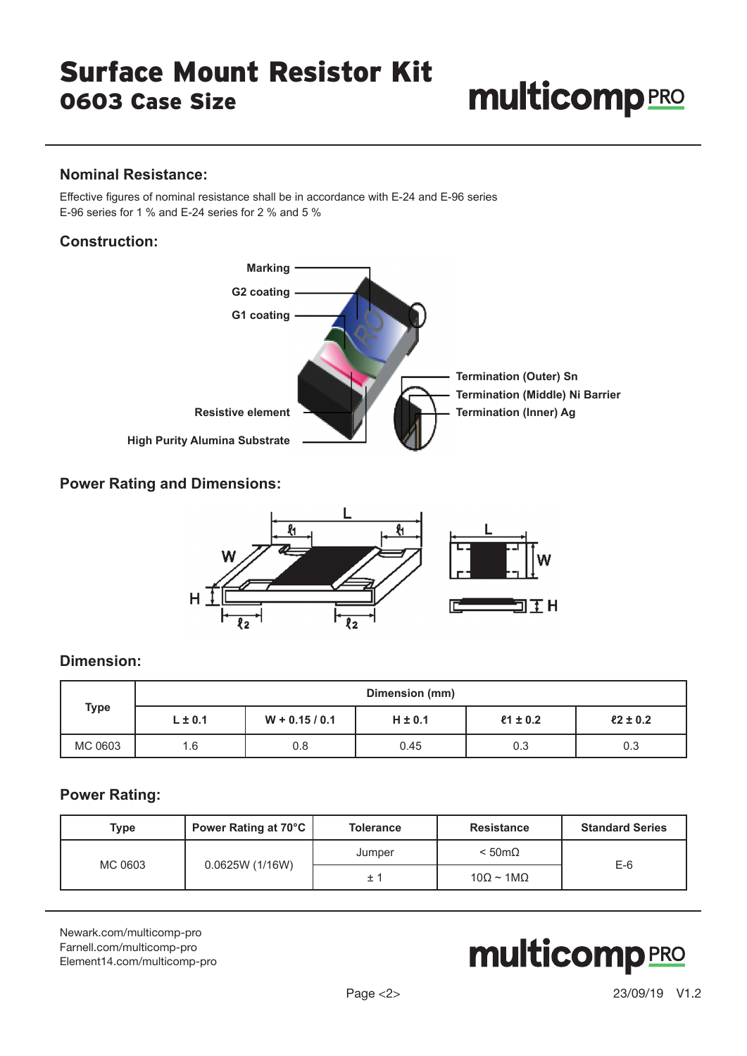# Surface Mount Resistor Kit
## 0603 Case Size

### Nominal Resistance:

Effective figures of nominal resistance shall be in accordance with E-24 and E-96 series
E-96 series for 1 % and E-24 series for 2 % and 5 %

### Construction:

Marking
G2 coating
G1 coating
Resistive element
High Purity Alumina Substrate
Termination (Outer) Sn
Termination (Middle) Ni Barrier
Termination (Inner) Ag

### Power Rating and Dimensions:

### Dimension:

| Type | Dimension (mm) | | | | |
|---|---|---|---|---|---|
| | L ± 0.1 | W + 0.15 / 0.1 | H ± 0.1 | ℓ1 ± 0.2 | ℓ2 ± 0.2 |
| MC 0603 | 1.6 | 0.8 | 0.45 | 0.3 | 0.3 |

### Power Rating:

| Type | Power Rating at 70°C | Tolerance | Resistance | Standard Series |
|---|---|---|---|---|
| MC 0603 | 0.0625W (1/16W) | Jumper | < 50mΩ | E-6 |
| | | ± 1 | 10Ω ~ 1MΩ | |

Newark.com/multicomp-pro
Farnell.com/multicomp-pro
Element14.com/multicomp-pro

23/09/19 V1.2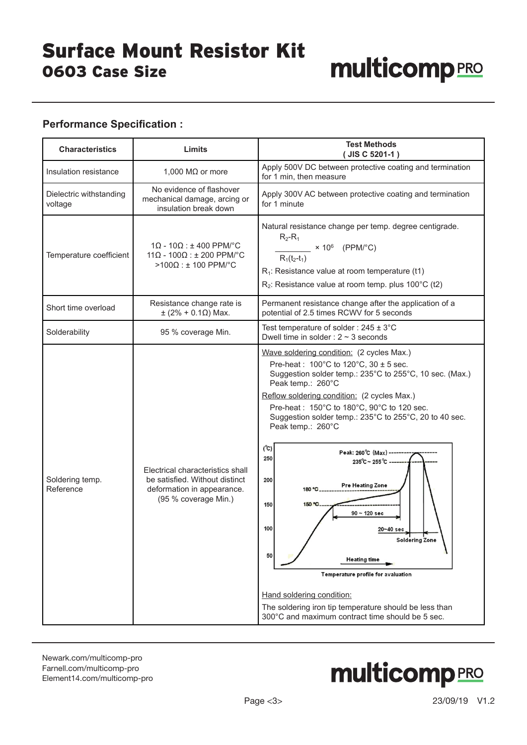# Surface Mount Resistor Kit
## 0603 Case Size

### Performance Specification :

| Characteristics | Limits | Test Methods ( JIS C 5201-1 ) |
|---|---|---|
| Insulation resistance | 1,000 MΩ or more | Apply 500V DC between protective coating and termination for 1 min, then measure |
| Dielectric withstanding voltage | No evidence of flashover mechanical damage, arcing or insulation break down | Apply 300V AC between protective coating and termination for 1 minute |
| Temperature coefficient | 1Ω - 10Ω : ± 400 PPM/°C<br>11Ω - 100Ω : ± 200 PPM/°C<br>>100Ω : ± 100 PPM/°C | Natural resistance change per temp. degree centigrade.<br>$\frac{R_2 - R_1}{R_1(t_2 - t_1)} \times 10^6$ (PPM/°C)<br>$R_1$: Resistance value at room temperature (t1)<br>$R_2$: Resistance value at room temp. plus 100°C (t2) |
| Short time overload | Resistance change rate is ± (2% + 0.1Ω) Max. | Permanent resistance change after the application of a potential of 2.5 times RCWV for 5 seconds |
| Solderability | 95 % coverage Min. | Test temperature of solder : 245 ± 3°C<br>Dwell time in solder : 2 ~ 3 seconds |
| Soldering temp. Reference | Electrical characteristics shall be satisfied. Without distinct deformation in appearance. (95 % coverage Min.) | Wave soldering condition: (2 cycles Max.)<br>Pre-heat : 100°C to 120°C, 30 ± 5 sec.<br>Suggestion solder temp.: 235°C to 255°C, 10 sec. (Max.)<br>Peak temp.: 260°C<br>Reflow soldering condition: (2 cycles Max.)<br>Pre-heat : 150°C to 180°C, 90°C to 120 sec.<br>Suggestion solder temp.: 235°C to 255°C, 20 to 40 sec.<br>Peak temp.: 260°C<br>Temperature profile for avaluation<br>Hand soldering condition:<br>The soldering iron tip temperature should be less than 300°C and maximum contract time should be 5 sec. |

Newark.com/multicomp-pro
Farnell.com/multicomp-pro
Element14.com/multicomp-pro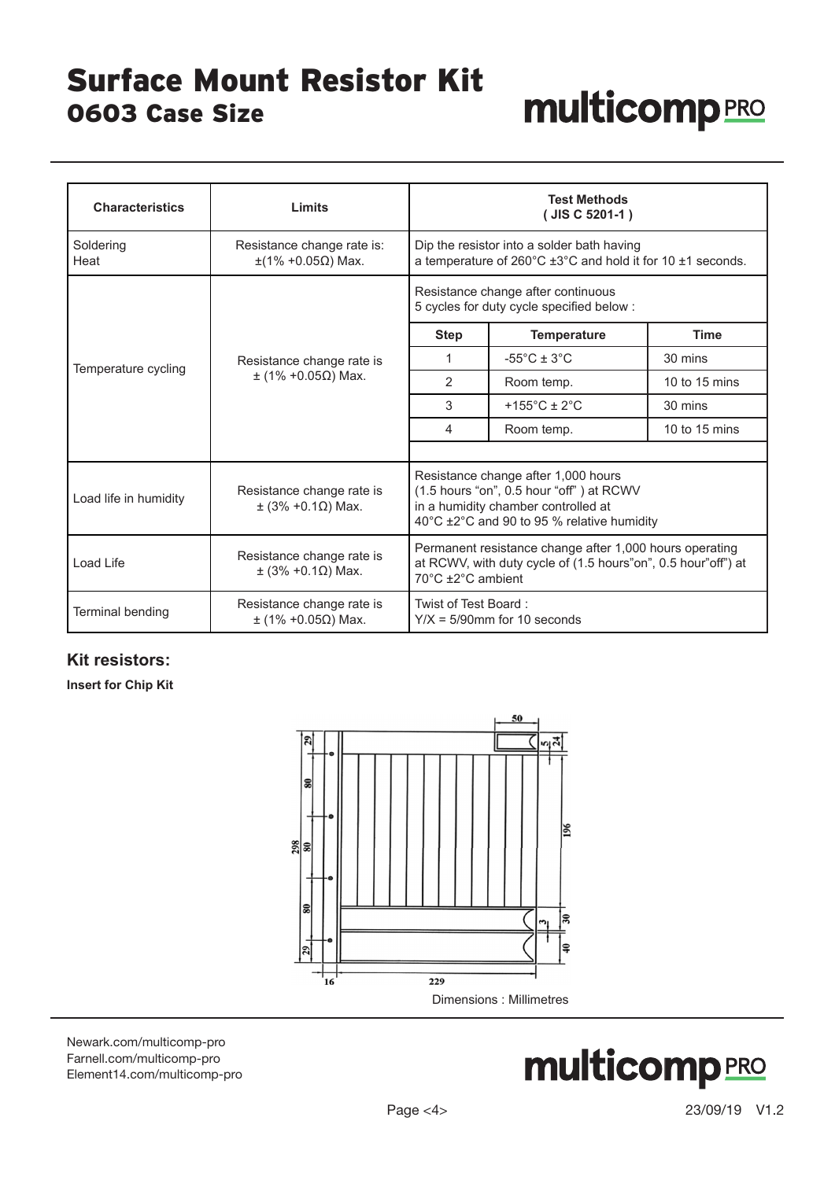# Surface Mount Resistor Kit
## 0603 Case Size

| Characteristics | Limits | Test Methods (JIS C 5201-1) | | |
|---|---|---|---|---|
| Soldering Heat | Resistance change rate is: ±(1% +0.05Ω) Max. | Dip the resistor into a solder bath having a temperature of 260°C ±3°C and hold it for 10 ±1 seconds. | | |
| Temperature cycling | Resistance change rate is ± (1% +0.05Ω) Max. | Resistance change after continuous 5 cycles for duty cycle specified below : | | |
| | | **Step** | **Temperature** | **Time** |
| | | 1 | -55°C ± 3°C | 30 mins |
| | | 2 | Room temp. | 10 to 15 mins |
| | | 3 | +155°C ± 2°C | 30 mins |
| | | 4 | Room temp. | 10 to 15 mins |
| Load life in humidity | Resistance change rate is ± (3% +0.1Ω) Max. | Resistance change after 1,000 hours (1.5 hours "on", 0.5 hour "off") at RCWV in a humidity chamber controlled at 40°C ±2°C and 90 to 95 % relative humidity | | |
| Load Life | Resistance change rate is ± (3% +0.1Ω) Max. | Permanent resistance change after 1,000 hours operating at RCWV, with duty cycle of (1.5 hours"on", 0.5 hour"off") at 70°C ±2°C ambient | | |
| Terminal bending | Resistance change rate is ± (1% +0.05Ω) Max. | Twist of Test Board : Y/X = 5/90mm for 10 seconds | | |

### Kit resistors:

**Insert for Chip Kit**

Dimensions : Millimetres

Newark.com/multicomp-pro
Farnell.com/multicomp-pro
Element14.com/multicomp-pro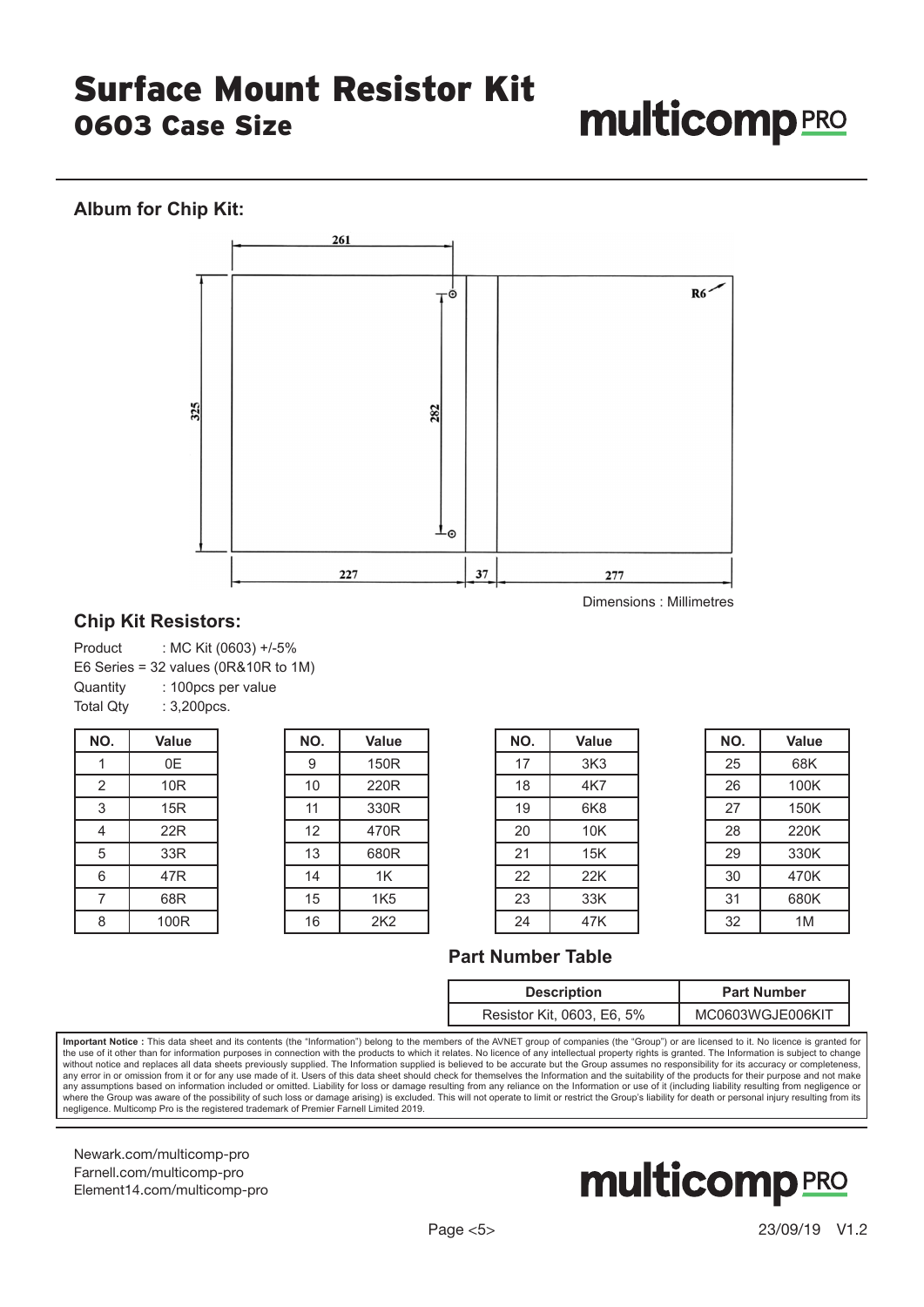# Surface Mount Resistor Kit
## 0603 Case Size

### Album for Chip Kit:

261

325

282

R6

227

37

277

Dimensions : Millimetres

### Chip Kit Resistors:

Product : MC Kit (0603) +/-5%
E6 Series = 32 values (0R&10R to 1M)
Quantity : 100pcs per value
Total Qty : 3,200pcs.

| NO. | Value |
|---|---|
| 1 | 0E |
| 2 | 10R |
| 3 | 15R |
| 4 | 22R |
| 5 | 33R |
| 6 | 47R |
| 7 | 68R |
| 8 | 100R |

| NO. | Value |
|---|---|
| 9 | 150R |
| 10 | 220R |
| 11 | 330R |
| 12 | 470R |
| 13 | 680R |
| 14 | 1K |
| 15 | 1K5 |
| 16 | 2K2 |

| NO. | Value |
|---|---|
| 17 | 3K3 |
| 18 | 4K7 |
| 19 | 6K8 |
| 20 | 10K |
| 21 | 15K |
| 22 | 22K |
| 23 | 33K |
| 24 | 47K |

| NO. | Value |
|---|---|
| 25 | 68K |
| 26 | 100K |
| 27 | 150K |
| 28 | 220K |
| 29 | 330K |
| 30 | 470K |
| 31 | 680K |
| 32 | 1M |

### Part Number Table

| Description | Part Number |
|---|---|
| Resistor Kit, 0603, E6, 5% | MC0603WGJE006KIT |

**Important Notice :** This data sheet and its contents (the "Information") belong to the members of the AVNET group of companies (the "Group") or are licensed to it. No licence is granted for the use of it other than for information purposes in connection with the products to which it relates. No licence of any intellectual property rights is granted. The Information is subject to change without notice and replaces all data sheets previously supplied. The Information supplied is believed to be accurate but the Group assumes no responsibility for its accuracy or completeness, any error in or omission from it or for any use made of it. Users of this data sheet should check for themselves the Information and the suitability of the products for their purpose and not make any assumptions based on information included or omitted. Liability for loss or damage resulting from any reliance on the Information or use of it (including liability resulting from negligence or where the Group was aware of the possibility of such loss or damage arising) is excluded. This will not operate to limit or restrict the Group's liability for death or personal injury resulting from its negligence. Multicomp Pro is the registered trademark of Premier Farnell Limited 2019.

Newark.com/multicomp-pro
Farnell.com/multicomp-pro
Element14.com/multicomp-pro